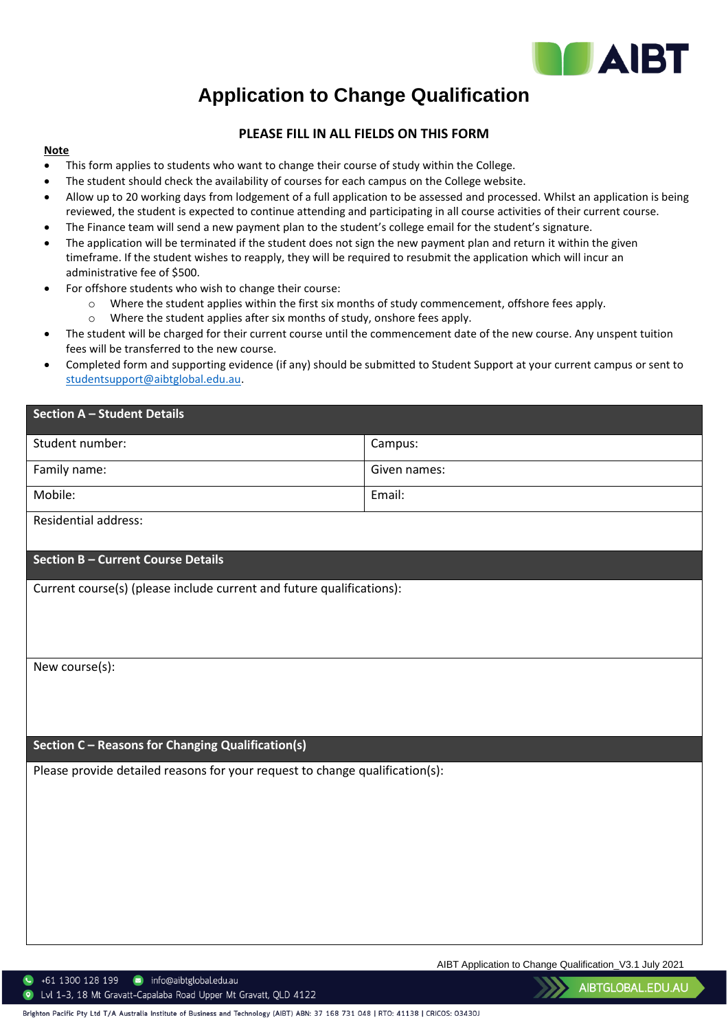# Application to Change Qualification

**PLEASE FILL IN ALL FIELDS ON THIS FORM**

**Note**

- This form applies to students who want to change their course of study within the College.
- The student should check the availability of courses for each campus on the College website.
- Allow up to 20 working days from lodgement of a full application to be assessed and processed. Whilst an application is being reviewed, the student is expected to continue attending and participating in all course activities of their current course.
- The Finance team will send a new payment plan to the student's college email for the student's signature.
- The application will be terminated if the student does not sign the new payment plan and return it within the given timeframe. If the student wishes to reapply, they will be required to resubmit the application which will incur an administrative fee of $500.
- For offshore students who wish to change their course:
  - Where the student applies within the first six months of study commencement, offshore fees apply.
  - Where the student applies after six months of study, onshore fees apply.
- The student will be charged for their current course until the commencement date of the new course. Any unspent tuition fees will be transferred to the new course.
- Completed form and supporting evidence (if any) should be submitted to Student Support at your current campus or sent to studentsupport@aibtglobal.edu.au.

| **Section A – Student Details** | |
|---|---|
| Student number: | Campus: |
| Family name: | Given names: |
| Mobile: | Email: |
| Residential address: | |

| **Section B – Current Course Details** |
|---|
| Current course(s) (please include current and future qualifications): |
| New course(s): |

| **Section C – Reasons for Changing Qualification(s)** |
|---|
| Please provide detailed reasons for your request to change qualification(s): |

AIBT Application to Change Qualification_V3.1 July 2021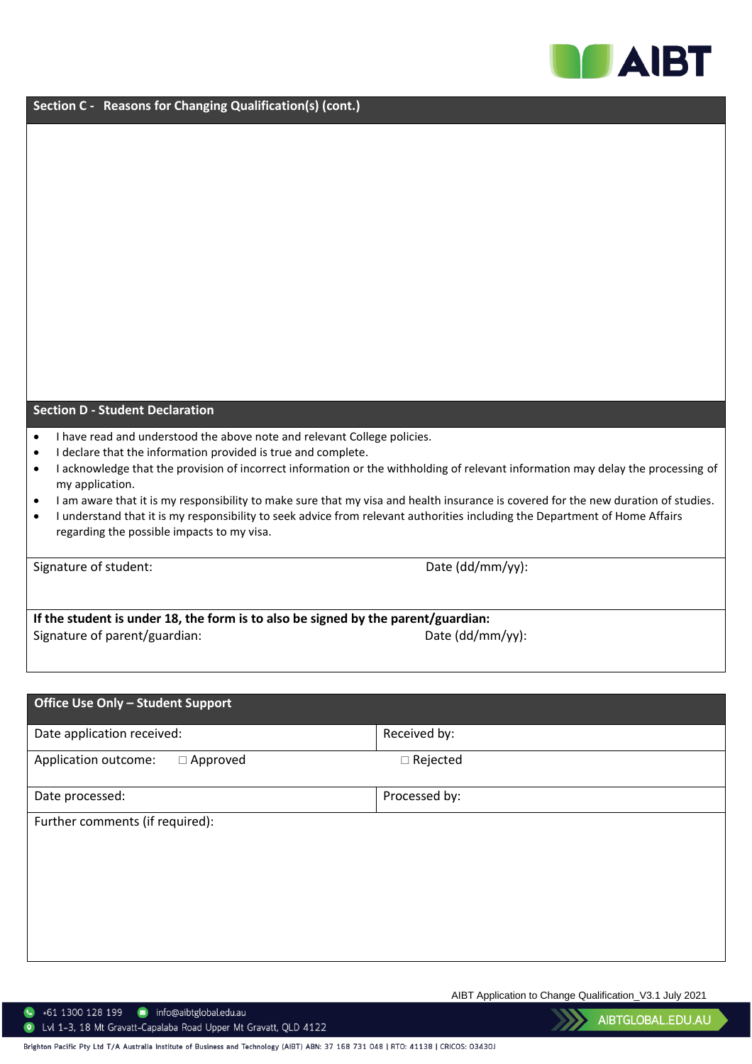## Section C - Reasons for Changing Qualification(s) (cont.)

## Section D - Student Declaration

- I have read and understood the above note and relevant College policies.
- I declare that the information provided is true and complete.
- I acknowledge that the provision of incorrect information or the withholding of relevant information may delay the processing of my application.
- I am aware that it is my responsibility to make sure that my visa and health insurance is covered for the new duration of studies.
- I understand that it is my responsibility to seek advice from relevant authorities including the Department of Home Affairs regarding the possible impacts to my visa.

Signature of student: Date (dd/mm/yy):

**If the student is under 18, the form is to also be signed by the parent/guardian:**

Signature of parent/guardian: Date (dd/mm/yy):

| Office Use Only – Student Support | |
|---|---|
| Date application received: | Received by: |
| Application outcome: ☐ Approved | ☐ Rejected |
| Date processed: | Processed by: |
| Further comments (if required): | |

AIBT Application to Change Qualification_V3.1 July 2021

+61 1300 128 199 info@aibtglobal.edu.au
Lvl 1-3, 18 Mt Gravatt-Capalaba Road Upper Mt Gravatt, QLD 4122
AIBTGLOBAL.EDU.AU

Brighton Pacific Pty Ltd T/A Australia Institute of Business and Technology (AIBT) ABN: 37 168 731 048 | RTO: 41138 | CRICOS: 03430J